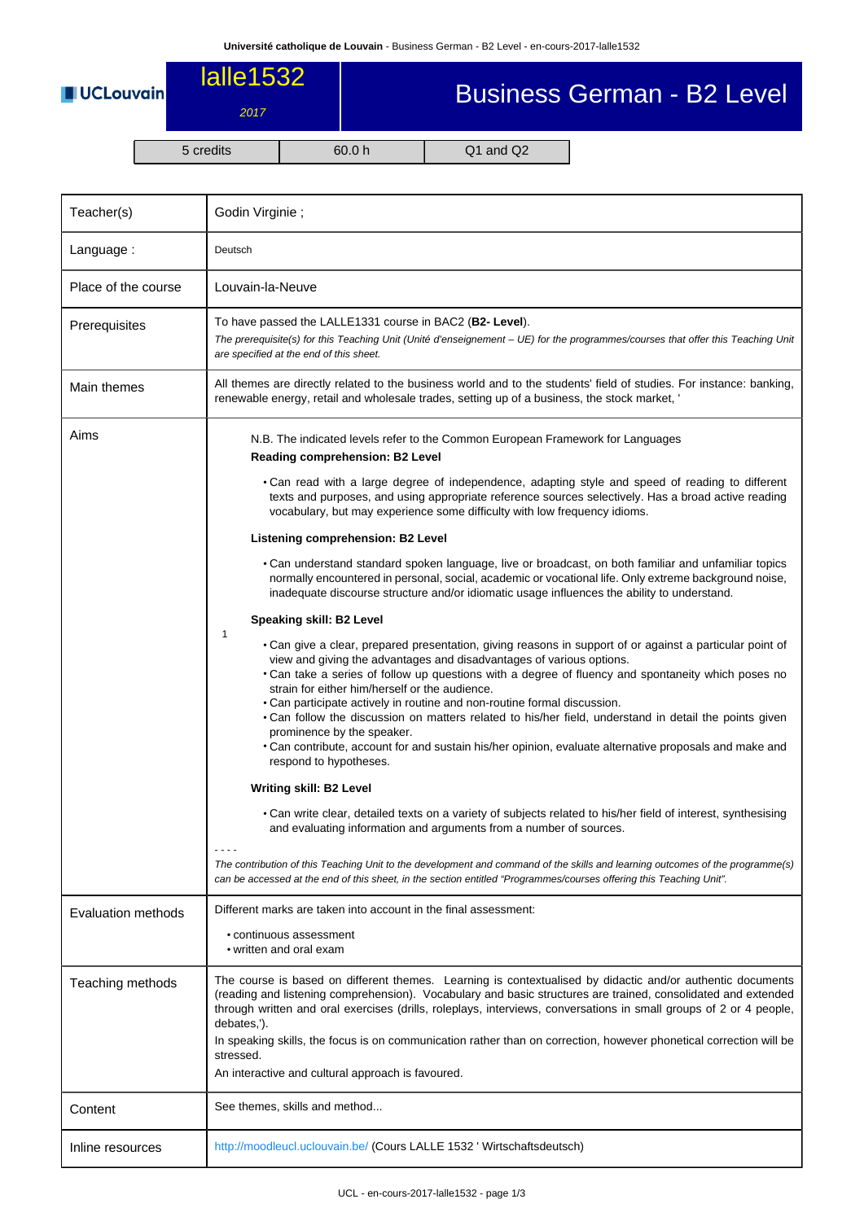# lalle1532

*2017*

# Business German - B2 Level

| 5 credits | 60.0 h | Q1 and Q2 |
|---|---|---|

| | |
|---|---|
| Teacher(s) | Godin Virginie ; |
| Language : | Deutsch |
| Place of the course | Louvain-la-Neuve |
| Prerequisites | To have passed the LALLE1331 course in BAC2 (**B2- Level**).<br>*The prerequisite(s) for this Teaching Unit (Unité d'enseignement – UE) for the programmes/courses that offer this Teaching Unit are specified at the end of this sheet.* |
| Main themes | All themes are directly related to the business world and to the students' field of studies. For instance: banking, renewable energy, retail and wholesale trades, setting up of a business, the stock market, ' |
| Aims | 1 — N.B. The indicated levels refer to the Common European Framework for Languages<br>**Reading comprehension: B2 Level**<br>• Can read with a large degree of independence, adapting style and speed of reading to different texts and purposes, and using appropriate reference sources selectively. Has a broad active reading vocabulary, but may experience some difficulty with low frequency idioms.<br>**Listening comprehension: B2 Level**<br>• Can understand standard spoken language, live or broadcast, on both familiar and unfamiliar topics normally encountered in personal, social, academic or vocational life. Only extreme background noise, inadequate discourse structure and/or idiomatic usage influences the ability to understand.<br>**Speaking skill: B2 Level**<br>• Can give a clear, prepared presentation, giving reasons in support of or against a particular point of view and giving the advantages and disadvantages of various options.<br>• Can take a series of follow up questions with a degree of fluency and spontaneity which poses no strain for either him/herself or the audience.<br>• Can participate actively in routine and non-routine formal discussion.<br>• Can follow the discussion on matters related to his/her field, understand in detail the points given prominence by the speaker.<br>• Can contribute, account for and sustain his/her opinion, evaluate alternative proposals and make and respond to hypotheses.<br>**Writing skill: B2 Level**<br>• Can write clear, detailed texts on a variety of subjects related to his/her field of interest, synthesising and evaluating information and arguments from a number of sources.<br>- - - -<br>*The contribution of this Teaching Unit to the development and command of the skills and learning outcomes of the programme(s) can be accessed at the end of this sheet, in the section entitled "Programmes/courses offering this Teaching Unit".* |
| Evaluation methods | Different marks are taken into account in the final assessment:<br>• continuous assessment<br>• written and oral exam |
| Teaching methods | The course is based on different themes. Learning is contextualised by didactic and/or authentic documents (reading and listening comprehension). Vocabulary and basic structures are trained, consolidated and extended through written and oral exercises (drills, roleplays, interviews, conversations in small groups of 2 or 4 people, debates,').<br>In speaking skills, the focus is on communication rather than on correction, however phonetical correction will be stressed.<br>An interactive and cultural approach is favoured. |
| Content | See themes, skills and method... |
| Inline resources | http://moodleucl.uclouvain.be/ (Cours LALLE 1532 ' Wirtschaftsdeutsch) |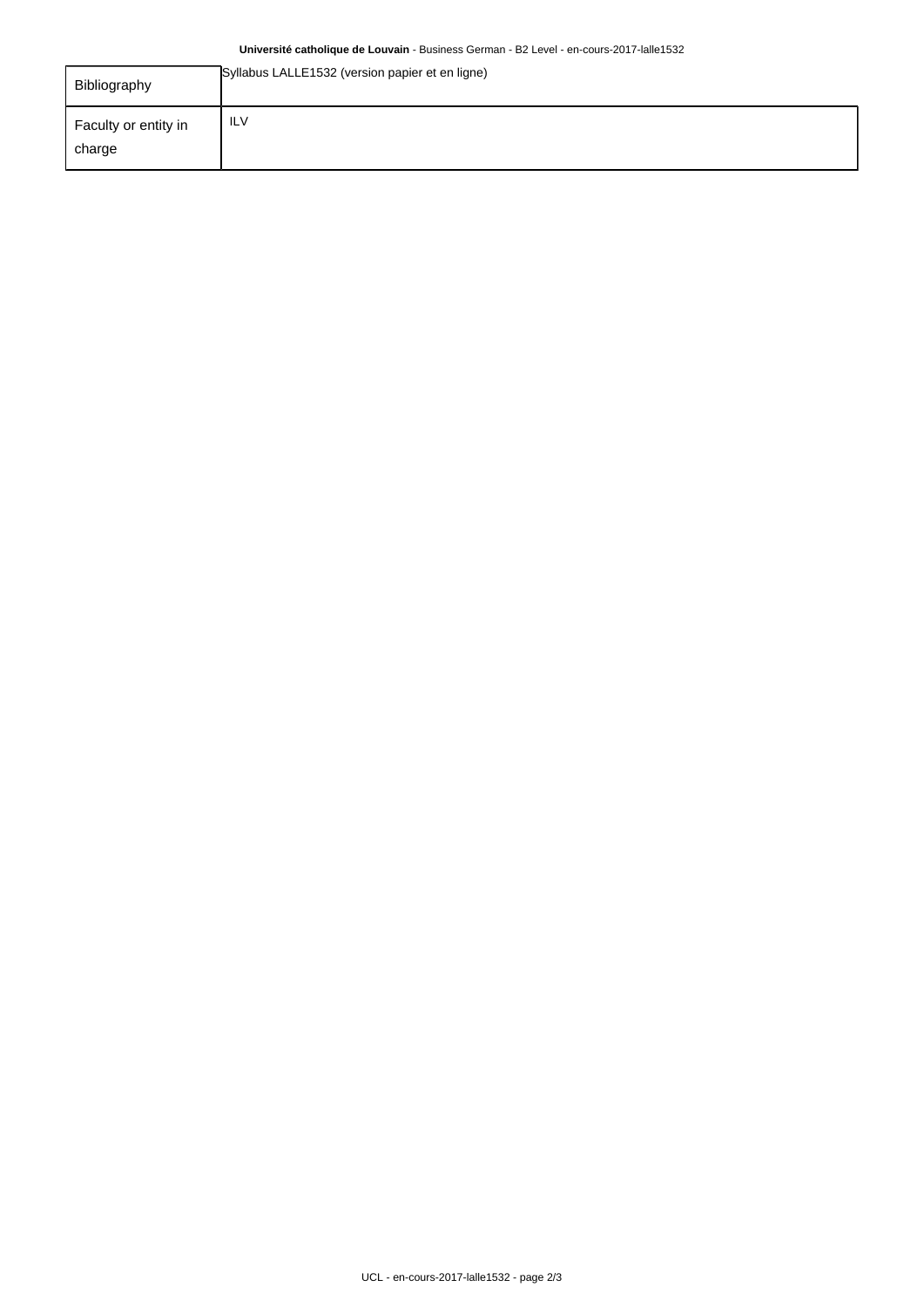| | |
|---|---|
| Bibliography | Syllabus LALLE1532 (version papier et en ligne) |
| Faculty or entity in charge | ILV |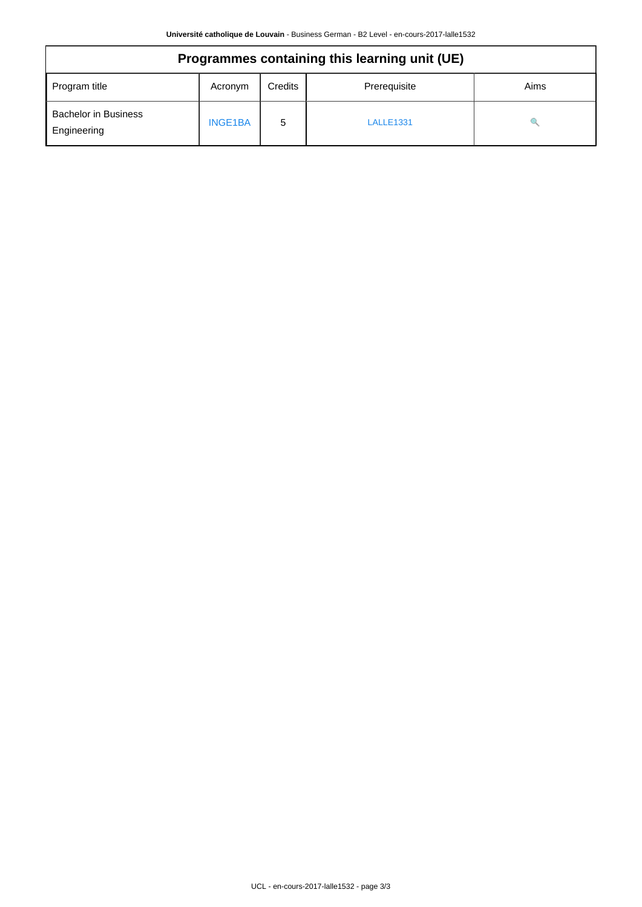## Programmes containing this learning unit (UE)

| Program title | Acronym | Credits | Prerequisite | Aims |
|---|---|---|---|---|
| Bachelor in Business Engineering | INGE1BA | 5 | LALLE1331 | |